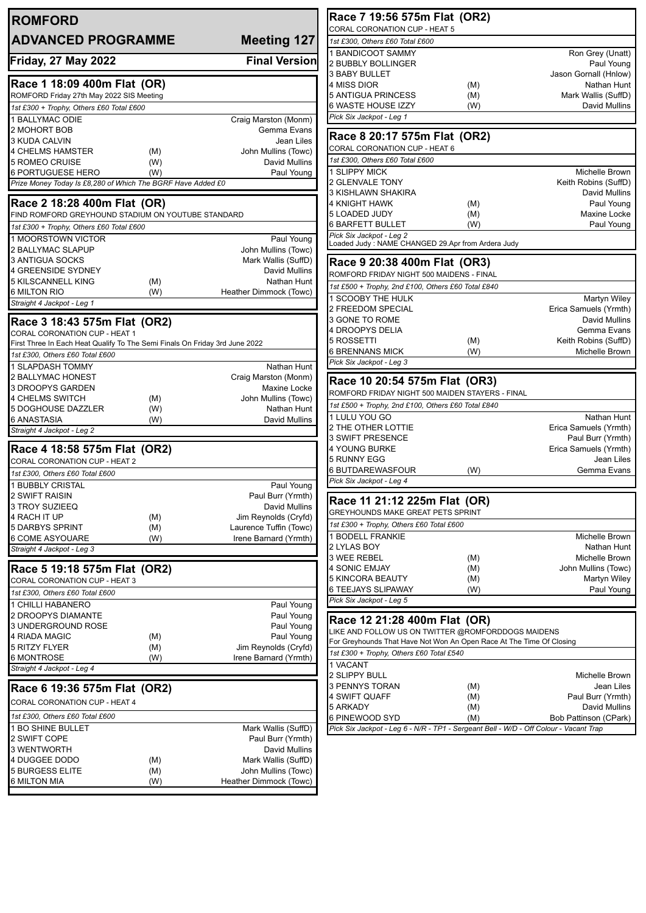# ROMFORD

## ADVANCED PROGRAMME — Meeting 127

**Friday, 27 May 2022** — **Final Version**

### Race 1 18:09 400m Flat (OR)

ROMFORD Friday 27th May 2022 SIS Meeting

*1st £300 + Trophy, Others £60 Total £600*

| Trap / Greyhound | | Trainer |
|---|---|---|
| 1 BALLYMAC ODIE | | Craig Marston (Monm) |
| 2 MOHORT BOB | | Gemma Evans |
| 3 KUDA CALVIN | | Jean Liles |
| 4 CHELMS HAMSTER | (M) | John Mullins (Towc) |
| 5 ROMEO CRUISE | (W) | David Mullins |
| 6 PORTUGUESE HERO | (W) | Paul Young |

*Prize Money Today Is £8,280 of Which The BGRF Have Added £0*

### Race 2 18:28 400m Flat (OR)

FIND ROMFORD GREYHOUND STADIUM ON YOUTUBE STANDARD

*1st £300 + Trophy, Others £60 Total £600*

| Trap / Greyhound | | Trainer |
|---|---|---|
| 1 MOORSTOWN VICTOR | | Paul Young |
| 2 BALLYMAC SLAPUP | | John Mullins (Towc) |
| 3 ANTIGUA SOCKS | | Mark Wallis (SuffD) |
| 4 GREENSIDE SYDNEY | | David Mullins |
| 5 KILSCANNELL KING | (M) | Nathan Hunt |
| 6 MILTON RIO | (W) | Heather Dimmock (Towc) |

*Straight 4 Jackpot - Leg 1*

### Race 3 18:43 575m Flat (OR2)

CORAL CORONATION CUP - HEAT 1

First Three In Each Heat Qualify To The Semi Finals On Friday 3rd June 2022

*1st £300, Others £60 Total £600*

| Trap / Greyhound | | Trainer |
|---|---|---|
| 1 SLAPDASH TOMMY | | Nathan Hunt |
| 2 BALLYMAC HONEST | | Craig Marston (Monm) |
| 3 DROOPYS GARDEN | | Maxine Locke |
| 4 CHELMS SWITCH | (M) | John Mullins (Towc) |
| 5 DOGHOUSE DAZZLER | (W) | Nathan Hunt |
| 6 ANASTASIA | (W) | David Mullins |

*Straight 4 Jackpot - Leg 2*

### Race 4 18:58 575m Flat (OR2)

CORAL CORONATION CUP - HEAT 2

*1st £300, Others £60 Total £600*

| Trap / Greyhound | | Trainer |
|---|---|---|
| 1 BUBBLY CRISTAL | | Paul Young |
| 2 SWIFT RAISIN | | Paul Burr (Yrmth) |
| 3 TROY SUZIEEQ | | David Mullins |
| 4 RACH IT UP | (M) | Jim Reynolds (Cryfd) |
| 5 DARBYS SPRINT | (M) | Laurence Tuffin (Towc) |
| 6 COME ASYOUARE | (W) | Irene Barnard (Yrmth) |

*Straight 4 Jackpot - Leg 3*

### Race 5 19:18 575m Flat (OR2)

CORAL CORONATION CUP - HEAT 3

*1st £300, Others £60 Total £600*

| Trap / Greyhound | | Trainer |
|---|---|---|
| 1 CHILLI HABANERO | | Paul Young |
| 2 DROOPYS DIAMANTE | | Paul Young |
| 3 UNDERGROUND ROSE | | Paul Young |
| 4 RIADA MAGIC | (M) | Paul Young |
| 5 RITZY FLYER | (M) | Jim Reynolds (Cryfd) |
| 6 MONTROSE | (W) | Irene Barnard (Yrmth) |

*Straight 4 Jackpot - Leg 4*

### Race 6 19:36 575m Flat (OR2)

CORAL CORONATION CUP - HEAT 4

*1st £300, Others £60 Total £600*

| Trap / Greyhound | | Trainer |
|---|---|---|
| 1 BO SHINE BULLET | | Mark Wallis (SuffD) |
| 2 SWIFT COPE | | Paul Burr (Yrmth) |
| 3 WENTWORTH | | David Mullins |
| 4 DUGGEE DODO | (M) | Mark Wallis (SuffD) |
| 5 BURGESS ELITE | (M) | John Mullins (Towc) |
| 6 MILTON MIA | (W) | Heather Dimmock (Towc) |

### Race 7 19:56 575m Flat (OR2)

CORAL CORONATION CUP - HEAT 5

*1st £300, Others £60 Total £600*

| Trap / Greyhound | | Trainer |
|---|---|---|
| 1 BANDICOOT SAMMY | | Ron Grey (Unatt) |
| 2 BUBBLY BOLLINGER | | Paul Young |
| 3 BABY BULLET | | Jason Gornall (Hnlow) |
| 4 MISS DIOR | (M) | Nathan Hunt |
| 5 ANTIGUA PRINCESS | (M) | Mark Wallis (SuffD) |
| 6 WASTE HOUSE IZZY | (W) | David Mullins |

*Pick Six Jackpot - Leg 1*

### Race 8 20:17 575m Flat (OR2)

CORAL CORONATION CUP - HEAT 6

*1st £300, Others £60 Total £600*

| Trap / Greyhound | | Trainer |
|---|---|---|
| 1 SLIPPY MICK | | Michelle Brown |
| 2 GLENVALE TONY | | Keith Robins (SuffD) |
| 3 KISHLAWN SHAKIRA | | David Mullins |
| 4 KNIGHT HAWK | (M) | Paul Young |
| 5 LOADED JUDY | (M) | Maxine Locke |
| 6 BARFETT BULLET | (W) | Paul Young |

*Pick Six Jackpot - Leg 2*

*Loaded Judy : NAME CHANGED 29.Apr from Ardera Judy*

### Race 9 20:38 400m Flat (OR3)

ROMFORD FRIDAY NIGHT 500 MAIDENS - FINAL

*1st £500 + Trophy, 2nd £100, Others £60 Total £840*

| Trap / Greyhound | | Trainer |
|---|---|---|
| 1 SCOOBY THE HULK | | Martyn Wiley |
| 2 FREEDOM SPECIAL | | Erica Samuels (Yrmth) |
| 3 GONE TO ROME | | David Mullins |
| 4 DROOPYS DELIA | | Gemma Evans |
| 5 ROSSETTI | (M) | Keith Robins (SuffD) |
| 6 BRENNANS MICK | (W) | Michelle Brown |

*Pick Six Jackpot - Leg 3*

### Race 10 20:54 575m Flat (OR3)

ROMFORD FRIDAY NIGHT 500 MAIDEN STAYERS - FINAL

*1st £500 + Trophy, 2nd £100, Others £60 Total £840*

| Trap / Greyhound | | Trainer |
|---|---|---|
| 1 LULU YOU GO | | Nathan Hunt |
| 2 THE OTHER LOTTIE | | Erica Samuels (Yrmth) |
| 3 SWIFT PRESENCE | | Paul Burr (Yrmth) |
| 4 YOUNG BURKE | | Erica Samuels (Yrmth) |
| 5 RUNNY EGG | | Jean Liles |
| 6 BUTDAREWASFOUR | (W) | Gemma Evans |

*Pick Six Jackpot - Leg 4*

### Race 11 21:12 225m Flat (OR)

GREYHOUNDS MAKE GREAT PETS SPRINT

*1st £300 + Trophy, Others £60 Total £600*

| Trap / Greyhound | | Trainer |
|---|---|---|
| 1 BODELL FRANKIE | | Michelle Brown |
| 2 LYLAS BOY | | Nathan Hunt |
| 3 WEE REBEL | (M) | Michelle Brown |
| 4 SONIC EMJAY | (M) | John Mullins (Towc) |
| 5 KINCORA BEAUTY | (M) | Martyn Wiley |
| 6 TEEJAYS SLIPAWAY | (W) | Paul Young |

*Pick Six Jackpot - Leg 5*

### Race 12 21:28 400m Flat (OR)

LIKE AND FOLLOW US ON TWITTER @ROMFORDDOGS MAIDENS

For Greyhounds That Have Not Won An Open Race At The Time Of Closing

*1st £300 + Trophy, Others £60 Total £540*

| Trap / Greyhound | | Trainer |
|---|---|---|
| 1 VACANT | | |
| 2 SLIPPY BULL | | Michelle Brown |
| 3 PENNYS TORAN | (M) | Jean Liles |
| 4 SWIFT QUAFF | (M) | Paul Burr (Yrmth) |
| 5 ARKADY | (M) | David Mullins |
| 6 PINEWOOD SYD | (M) | Bob Pattinson (CPark) |

*Pick Six Jackpot - Leg 6 - N/R - TP1 - Sergeant Bell - W/D - Off Colour - Vacant Trap*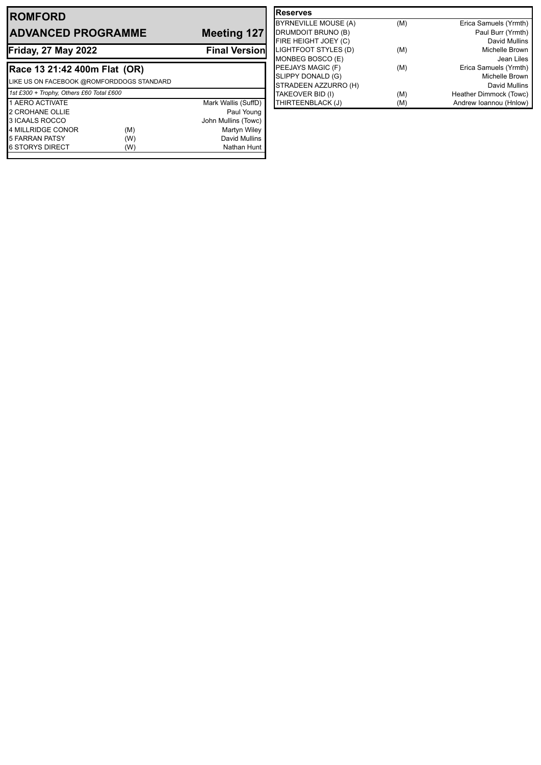# ROMFORD

## ADVANCED PROGRAMME — Meeting 127

**Friday, 27 May 2022** — **Final Version**

### Race 13 21:42 400m Flat (OR)

LIKE US ON FACEBOOK @ROMFORDDOGS STANDARD

*1st £300 + Trophy, Others £60 Total £600*

| | | |
|---|---|---|
| 1 AERO ACTIVATE | | Mark Wallis (SuffD) |
| 2 CROHANE OLLIE | | Paul Young |
| 3 ICAALS ROCCO | | John Mullins (Towc) |
| 4 MILLRIDGE CONOR | (M) | Martyn Wiley |
| 5 FARRAN PATSY | (W) | David Mullins |
| 6 STORYS DIRECT | (W) | Nathan Hunt |

### Reserves

| | | |
|---|---|---|
| BYRNEVILLE MOUSE (A) | (M) | Erica Samuels (Yrmth) |
| DRUMDOIT BRUNO (B) | | Paul Burr (Yrmth) |
| FIRE HEIGHT JOEY (C) | | David Mullins |
| LIGHTFOOT STYLES (D) | (M) | Michelle Brown |
| MONBEG BOSCO (E) | | Jean Liles |
| PEEJAYS MAGIC (F) | (M) | Erica Samuels (Yrmth) |
| SLIPPY DONALD (G) | | Michelle Brown |
| STRADEEN AZZURRO (H) | | David Mullins |
| TAKEOVER BID (I) | (M) | Heather Dimmock (Towc) |
| THIRTEENBLACK (J) | (M) | Andrew Ioannou (Hnlow) |